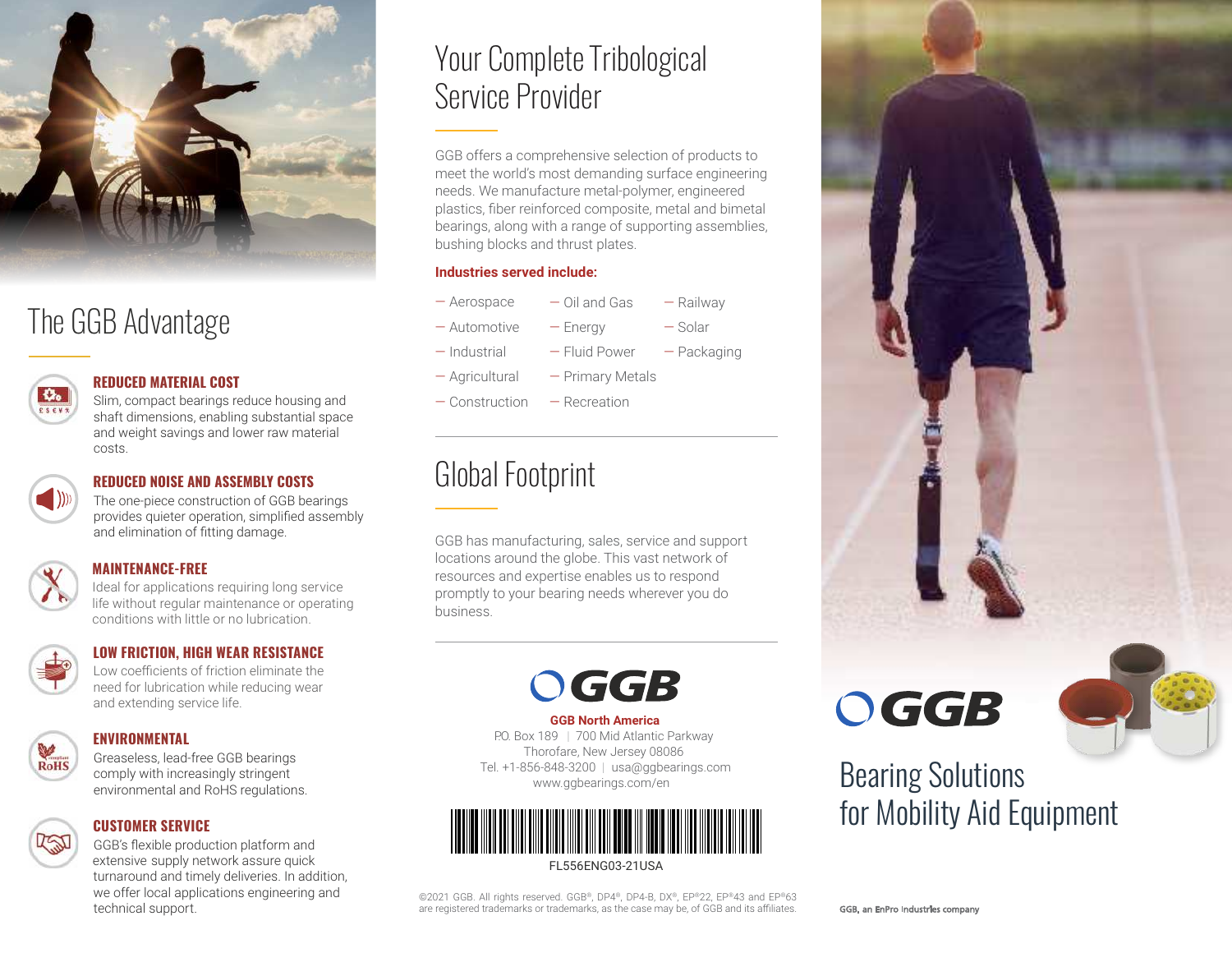## The GGB Advantage

### REDUCED MATERIAL COST

Slim, compact bearings reduce housing and shaft dimensions, enabling substantial space and weight savings and lower raw material costs.

### REDUCED NOISE AND ASSEMBLY COSTS

The one-piece construction of GGB bearings provides quieter operation, simplified assembly and elimination of fitting damage.

### MAINTENANCE-FREE

Ideal for applications requiring long service life without regular maintenance or operating conditions with little or no lubrication.

### LOW FRICTION, HIGH WEAR RESISTANCE

Low coefficients of friction eliminate the need for lubrication while reducing wear and extending service life.

### ENVIRONMENTAL

Greaseless, lead-free GGB bearings comply with increasingly stringent environmental and RoHS regulations.

### CUSTOMER SERVICE

GGB's flexible production platform and extensive supply network assure quick turnaround and timely deliveries. In addition, we offer local applications engineering and technical support.

## Your Complete Tribological Service Provider

GGB offers a comprehensive selection of products to meet the world's most demanding surface engineering needs. We manufacture metal-polymer, engineered plastics, fiber reinforced composite, metal and bimetal bearings, along with a range of supporting assemblies, bushing blocks and thrust plates.

**Industries served include:**

- Aerospace
- Automotive
- Industrial
- Agricultural
- Construction
- Oil and Gas
- Energy
- Fluid Power
- Primary Metals
- Recreation
- Railway
- Solar
- Packaging

## Global Footprint

GGB has manufacturing, sales, service and support locations around the globe. This vast network of resources and expertise enables us to respond promptly to your bearing needs wherever you do business.

GGB

**GGB North America**
P.O. Box 189 | 700 Mid Atlantic Parkway
Thorofare, New Jersey 08086
Tel. +1-856-848-3200 | usa@ggbearings.com
www.ggbearings.com/en

FL556ENG03-21USA

©2021 GGB. All rights reserved. GGB®, DP4®, DP4-B, DX®, EP®22, EP®43 and EP®63 are registered trademarks or trademarks, as the case may be, of GGB and its affiliates.

GGB

# Bearing Solutions for Mobility Aid Equipment

GGB, an EnPro Industries company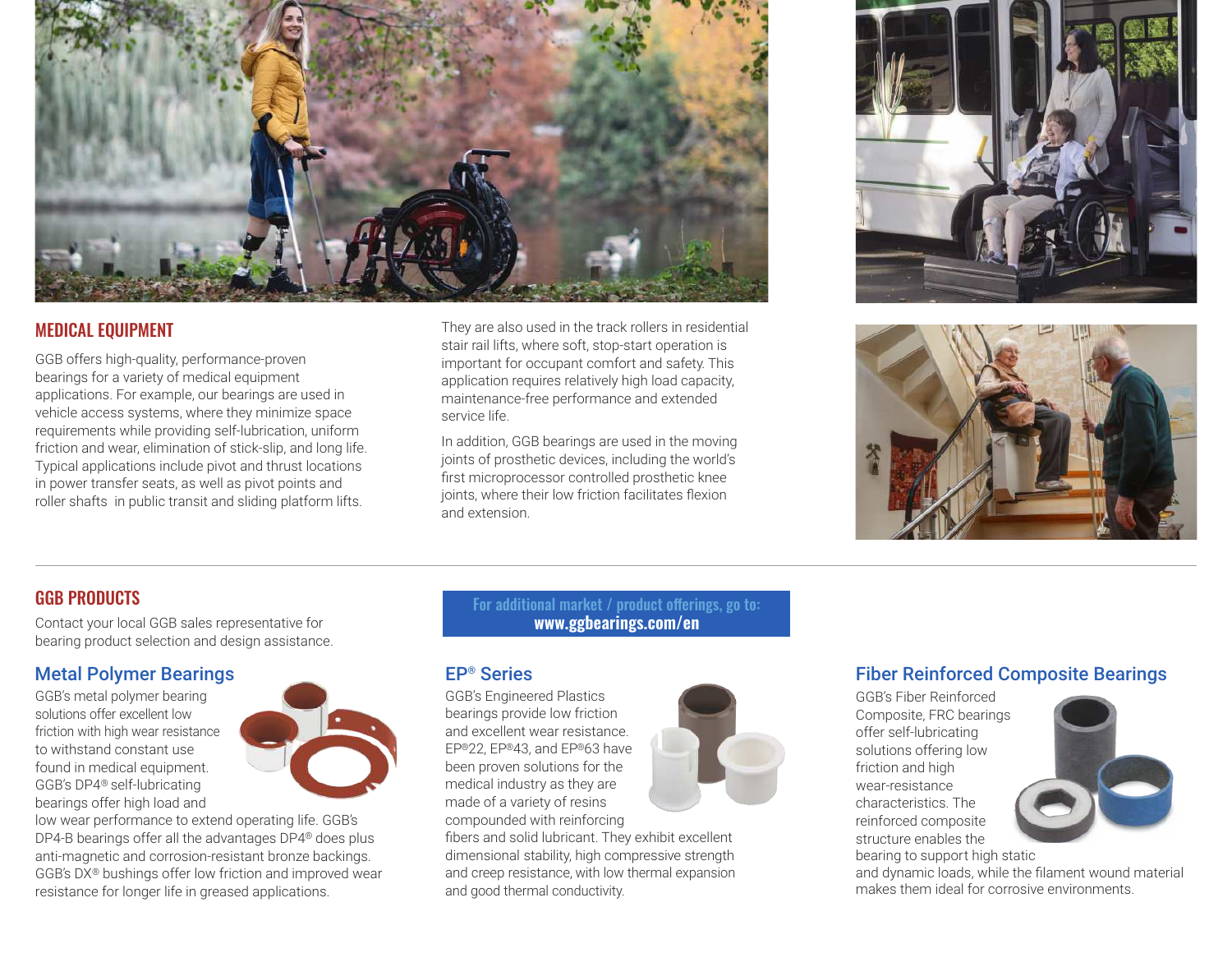## MEDICAL EQUIPMENT

GGB offers high-quality, performance-proven bearings for a variety of medical equipment applications. For example, our bearings are used in vehicle access systems, where they minimize space requirements while providing self-lubrication, uniform friction and wear, elimination of stick-slip, and long life. Typical applications include pivot and thrust locations in power transfer seats, as well as pivot points and roller shafts in public transit and sliding platform lifts.

They are also used in the track rollers in residential stair rail lifts, where soft, stop-start operation is important for occupant comfort and safety. This application requires relatively high load capacity, maintenance-free performance and extended service life.

In addition, GGB bearings are used in the moving joints of prosthetic devices, including the world's first microprocessor controlled prosthetic knee joints, where their low friction facilitates flexion and extension.

## GGB PRODUCTS

Contact your local GGB sales representative for bearing product selection and design assistance.

**For additional market / product offerings, go to:**
**www.ggbearings.com/en**

### Metal Polymer Bearings

GGB's metal polymer bearing solutions offer excellent low friction with high wear resistance to withstand constant use found in medical equipment. GGB's DP4® self-lubricating bearings offer high load and low wear performance to extend operating life. GGB's DP4-B bearings offer all the advantages DP4® does plus anti-magnetic and corrosion-resistant bronze backings. GGB's DX® bushings offer low friction and improved wear resistance for longer life in greased applications.

### EP® Series

GGB's Engineered Plastics bearings provide low friction and excellent wear resistance. EP®22, EP®43, and EP®63 have been proven solutions for the medical industry as they are made of a variety of resins compounded with reinforcing fibers and solid lubricant. They exhibit excellent dimensional stability, high compressive strength and creep resistance, with low thermal expansion and good thermal conductivity.

### Fiber Reinforced Composite Bearings

GGB's Fiber Reinforced Composite, FRC bearings offer self-lubricating solutions offering low friction and high wear-resistance characteristics. The reinforced composite structure enables the bearing to support high static and dynamic loads, while the filament wound material makes them ideal for corrosive environments.